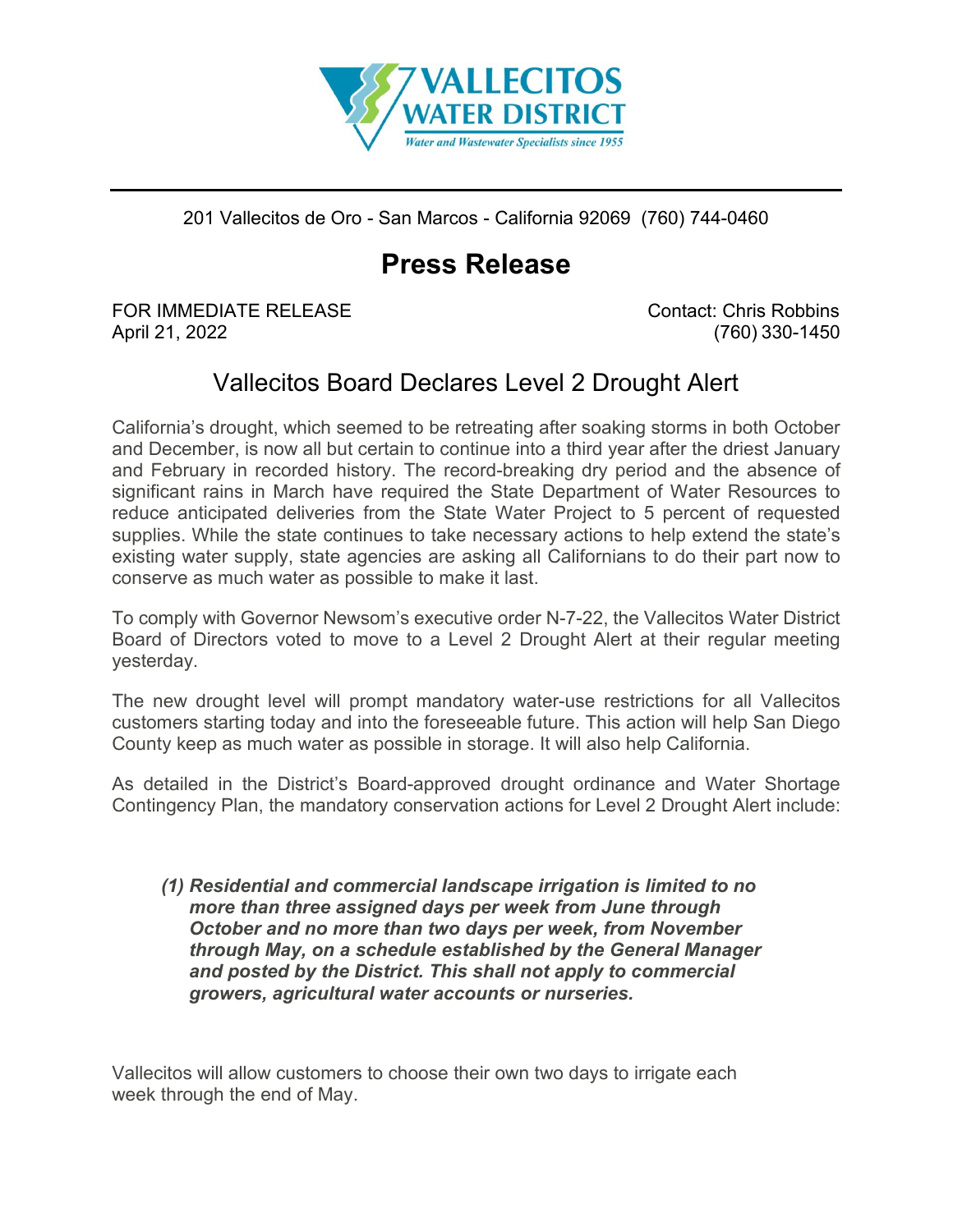# VALLECITOS WATER DISTRICT

*Water and Wastewater Specialists since 1955*

201 Vallecitos de Oro - San Marcos - California 92069 (760) 744-0460

## Press Release

FOR IMMEDIATE RELEASE
April 21, 2022

Contact: Chris Robbins
(760) 330-1450

### Vallecitos Board Declares Level 2 Drought Alert

California's drought, which seemed to be retreating after soaking storms in both October and December, is now all but certain to continue into a third year after the driest January and February in recorded history. The record-breaking dry period and the absence of significant rains in March have required the State Department of Water Resources to reduce anticipated deliveries from the State Water Project to 5 percent of requested supplies. While the state continues to take necessary actions to help extend the state's existing water supply, state agencies are asking all Californians to do their part now to conserve as much water as possible to make it last.

To comply with Governor Newsom's executive order N-7-22, the Vallecitos Water District Board of Directors voted to move to a Level 2 Drought Alert at their regular meeting yesterday.

The new drought level will prompt mandatory water-use restrictions for all Vallecitos customers starting today and into the foreseeable future. This action will help San Diego County keep as much water as possible in storage. It will also help California.

As detailed in the District's Board-approved drought ordinance and Water Shortage Contingency Plan, the mandatory conservation actions for Level 2 Drought Alert include:

***(1) Residential and commercial landscape irrigation is limited to no more than three assigned days per week from June through October and no more than two days per week, from November through May, on a schedule established by the General Manager and posted by the District. This shall not apply to commercial growers, agricultural water accounts or nurseries.***

Vallecitos will allow customers to choose their own two days to irrigate each week through the end of May.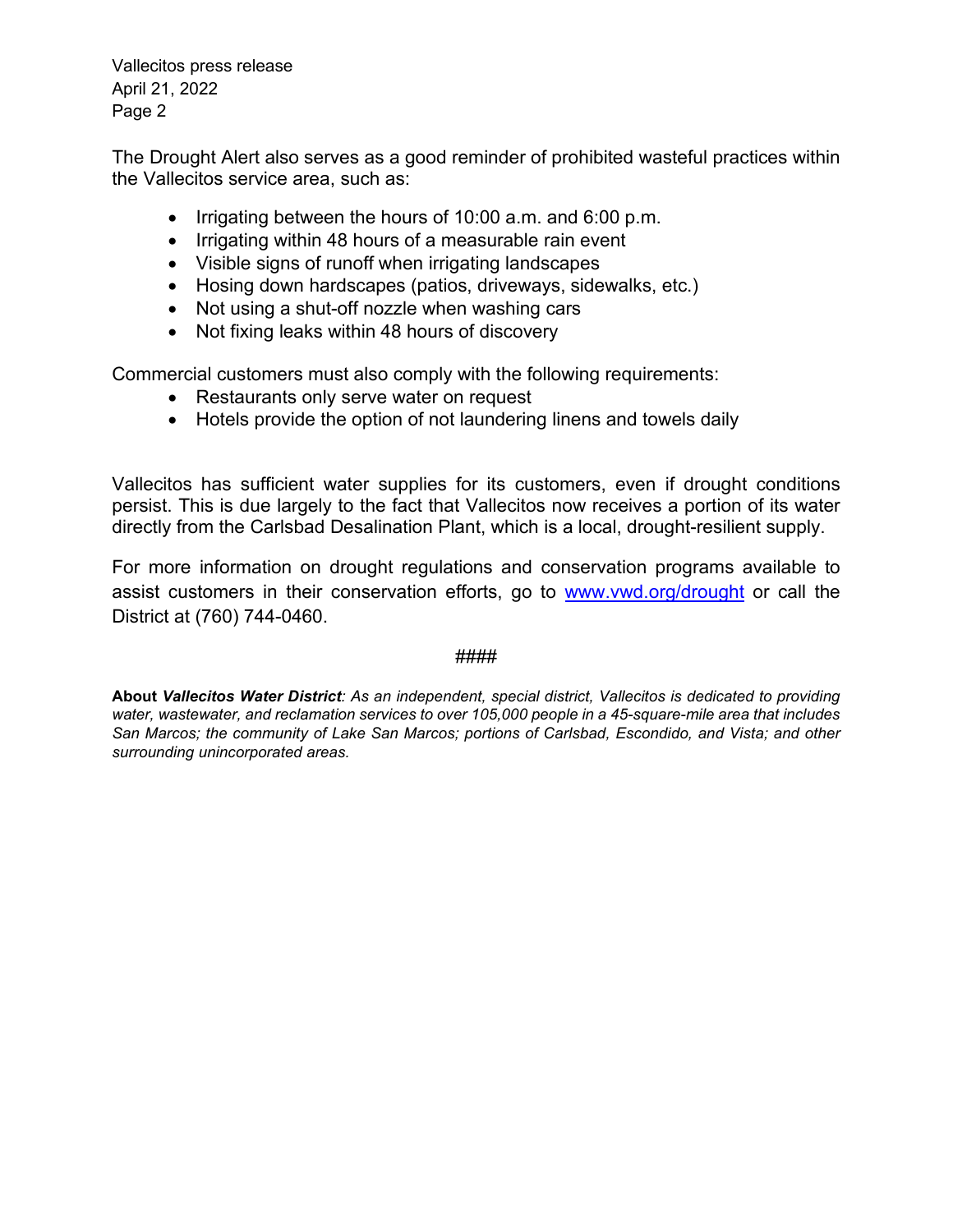The Drought Alert also serves as a good reminder of prohibited wasteful practices within the Vallecitos service area, such as:

- Irrigating between the hours of 10:00 a.m. and 6:00 p.m.
- Irrigating within 48 hours of a measurable rain event
- Visible signs of runoff when irrigating landscapes
- Hosing down hardscapes (patios, driveways, sidewalks, etc.)
- Not using a shut-off nozzle when washing cars
- Not fixing leaks within 48 hours of discovery

Commercial customers must also comply with the following requirements:

- Restaurants only serve water on request
- Hotels provide the option of not laundering linens and towels daily

Vallecitos has sufficient water supplies for its customers, even if drought conditions persist. This is due largely to the fact that Vallecitos now receives a portion of its water directly from the Carlsbad Desalination Plant, which is a local, drought-resilient supply.

For more information on drought regulations and conservation programs available to assist customers in their conservation efforts, go to [www.vwd.org/drought](http://www.vwd.org/drought) or call the District at (760) 744-0460.

####

**About *Vallecitos Water District**: As an independent, special district, Vallecitos is dedicated to providing water, wastewater, and reclamation services to over 105,000 people in a 45-square-mile area that includes San Marcos; the community of Lake San Marcos; portions of Carlsbad, Escondido, and Vista; and other surrounding unincorporated areas.*